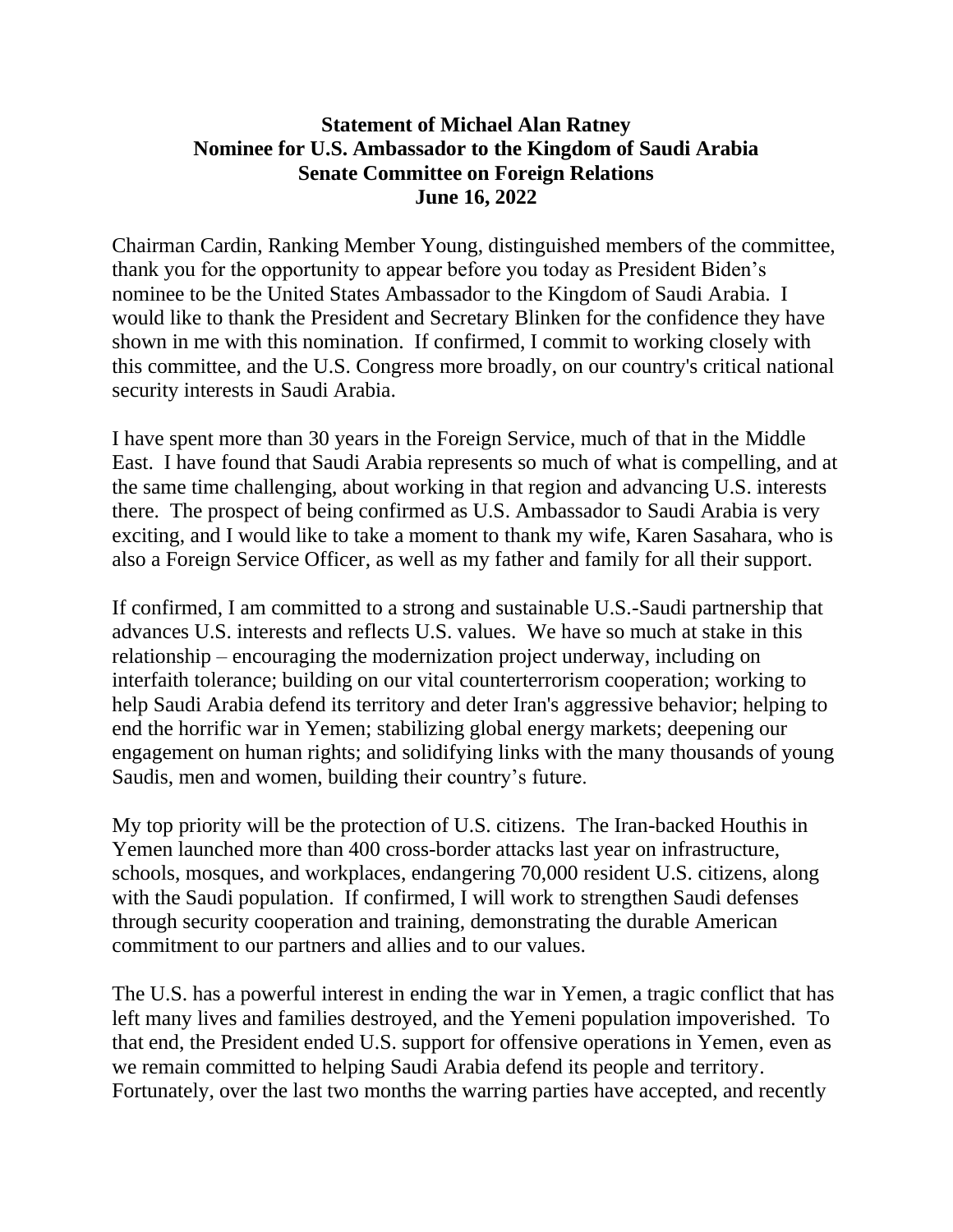**Statement of Michael Alan Ratney**
**Nominee for U.S. Ambassador to the Kingdom of Saudi Arabia**
**Senate Committee on Foreign Relations**
**June 16, 2022**

Chairman Cardin, Ranking Member Young, distinguished members of the committee, thank you for the opportunity to appear before you today as President Biden's nominee to be the United States Ambassador to the Kingdom of Saudi Arabia. I would like to thank the President and Secretary Blinken for the confidence they have shown in me with this nomination. If confirmed, I commit to working closely with this committee, and the U.S. Congress more broadly, on our country's critical national security interests in Saudi Arabia.

I have spent more than 30 years in the Foreign Service, much of that in the Middle East. I have found that Saudi Arabia represents so much of what is compelling, and at the same time challenging, about working in that region and advancing U.S. interests there. The prospect of being confirmed as U.S. Ambassador to Saudi Arabia is very exciting, and I would like to take a moment to thank my wife, Karen Sasahara, who is also a Foreign Service Officer, as well as my father and family for all their support.

If confirmed, I am committed to a strong and sustainable U.S.-Saudi partnership that advances U.S. interests and reflects U.S. values. We have so much at stake in this relationship – encouraging the modernization project underway, including on interfaith tolerance; building on our vital counterterrorism cooperation; working to help Saudi Arabia defend its territory and deter Iran's aggressive behavior; helping to end the horrific war in Yemen; stabilizing global energy markets; deepening our engagement on human rights; and solidifying links with the many thousands of young Saudis, men and women, building their country's future.

My top priority will be the protection of U.S. citizens. The Iran-backed Houthis in Yemen launched more than 400 cross-border attacks last year on infrastructure, schools, mosques, and workplaces, endangering 70,000 resident U.S. citizens, along with the Saudi population. If confirmed, I will work to strengthen Saudi defenses through security cooperation and training, demonstrating the durable American commitment to our partners and allies and to our values.

The U.S. has a powerful interest in ending the war in Yemen, a tragic conflict that has left many lives and families destroyed, and the Yemeni population impoverished. To that end, the President ended U.S. support for offensive operations in Yemen, even as we remain committed to helping Saudi Arabia defend its people and territory. Fortunately, over the last two months the warring parties have accepted, and recently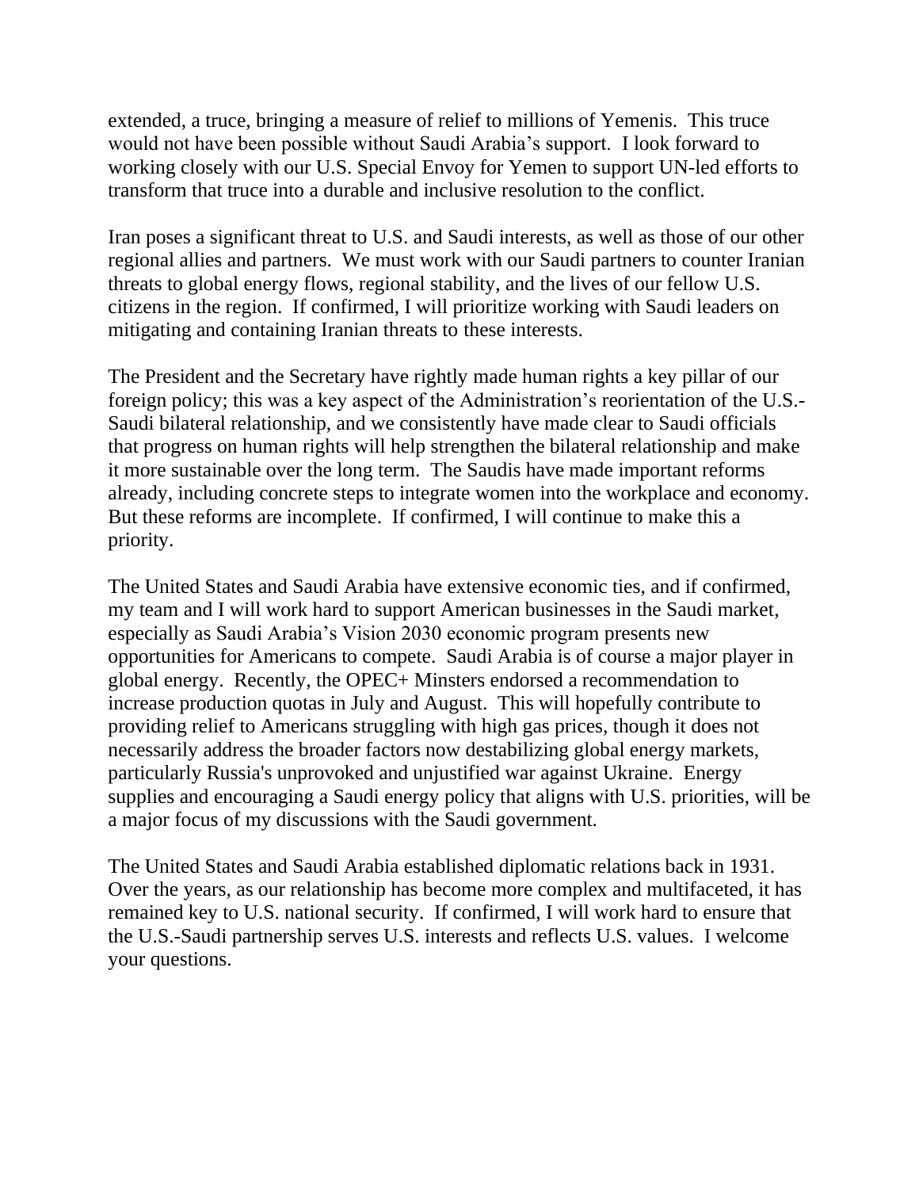extended, a truce, bringing a measure of relief to millions of Yemenis. This truce would not have been possible without Saudi Arabia's support. I look forward to working closely with our U.S. Special Envoy for Yemen to support UN-led efforts to transform that truce into a durable and inclusive resolution to the conflict.

Iran poses a significant threat to U.S. and Saudi interests, as well as those of our other regional allies and partners. We must work with our Saudi partners to counter Iranian threats to global energy flows, regional stability, and the lives of our fellow U.S. citizens in the region. If confirmed, I will prioritize working with Saudi leaders on mitigating and containing Iranian threats to these interests.

The President and the Secretary have rightly made human rights a key pillar of our foreign policy; this was a key aspect of the Administration's reorientation of the U.S.-Saudi bilateral relationship, and we consistently have made clear to Saudi officials that progress on human rights will help strengthen the bilateral relationship and make it more sustainable over the long term. The Saudis have made important reforms already, including concrete steps to integrate women into the workplace and economy. But these reforms are incomplete. If confirmed, I will continue to make this a priority.

The United States and Saudi Arabia have extensive economic ties, and if confirmed, my team and I will work hard to support American businesses in the Saudi market, especially as Saudi Arabia's Vision 2030 economic program presents new opportunities for Americans to compete. Saudi Arabia is of course a major player in global energy. Recently, the OPEC+ Minsters endorsed a recommendation to increase production quotas in July and August. This will hopefully contribute to providing relief to Americans struggling with high gas prices, though it does not necessarily address the broader factors now destabilizing global energy markets, particularly Russia's unprovoked and unjustified war against Ukraine. Energy supplies and encouraging a Saudi energy policy that aligns with U.S. priorities, will be a major focus of my discussions with the Saudi government.

The United States and Saudi Arabia established diplomatic relations back in 1931. Over the years, as our relationship has become more complex and multifaceted, it has remained key to U.S. national security. If confirmed, I will work hard to ensure that the U.S.-Saudi partnership serves U.S. interests and reflects U.S. values. I welcome your questions.